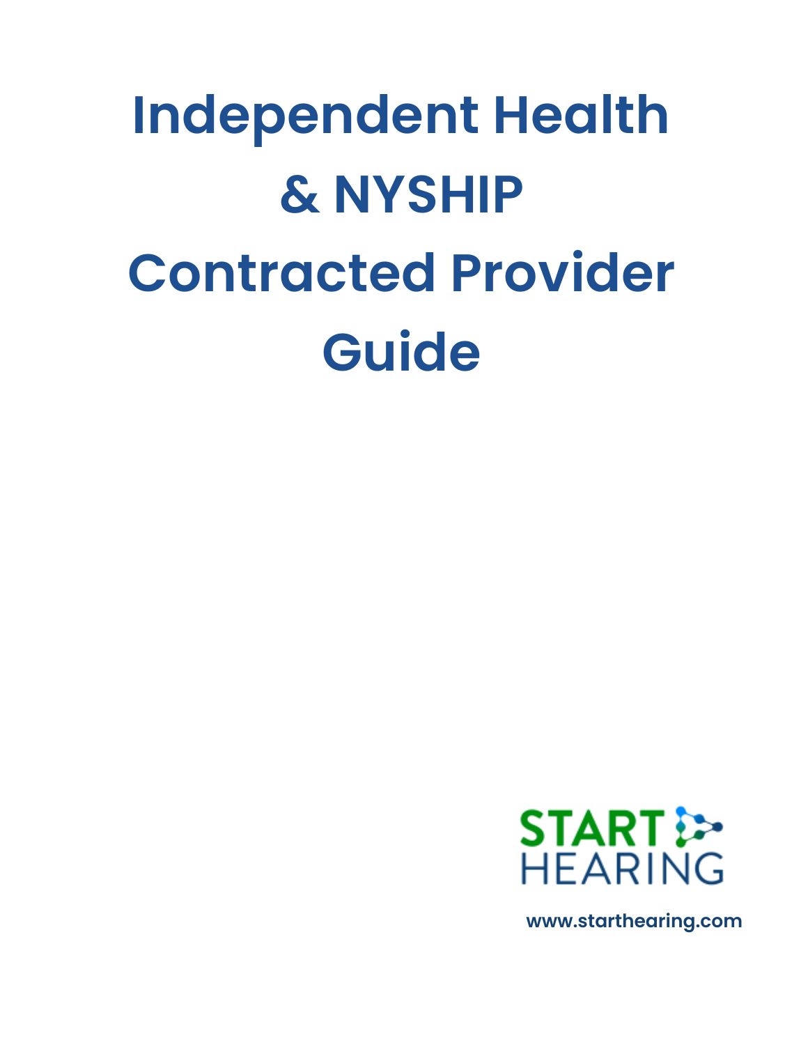# Independent Health & NYSHIP Contracted Provider Guide

START HEARING

www.starthearing.com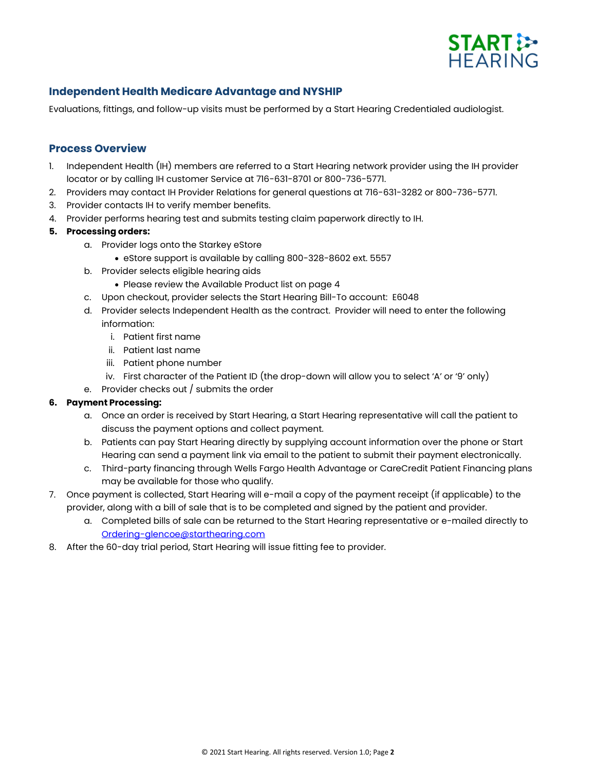## Independent Health Medicare Advantage and NYSHIP

Evaluations, fittings, and follow-up visits must be performed by a Start Hearing Credentialed audiologist.

## Process Overview

1. Independent Health (IH) members are referred to a Start Hearing network provider using the IH provider locator or by calling IH customer Service at 716-631-8701 or 800-736-5771.
2. Providers may contact IH Provider Relations for general questions at 716-631-3282 or 800-736-5771.
3. Provider contacts IH to verify member benefits.
4. Provider performs hearing test and submits testing claim paperwork directly to IH.
5. **Processing orders:**
    a. Provider logs onto the Starkey eStore
        - eStore support is available by calling 800-328-8602 ext. 5557
    b. Provider selects eligible hearing aids
        - Please review the Available Product list on page 4
    c. Upon checkout, provider selects the Start Hearing Bill-To account: E6048
    d. Provider selects Independent Health as the contract. Provider will need to enter the following information:
        i. Patient first name
        ii. Patient last name
        iii. Patient phone number
        iv. First character of the Patient ID (the drop-down will allow you to select 'A' or '9' only)
    e. Provider checks out / submits the order
6. **Payment Processing:**
    a. Once an order is received by Start Hearing, a Start Hearing representative will call the patient to discuss the payment options and collect payment.
    b. Patients can pay Start Hearing directly by supplying account information over the phone or Start Hearing can send a payment link via email to the patient to submit their payment electronically.
    c. Third-party financing through Wells Fargo Health Advantage or CareCredit Patient Financing plans may be available for those who qualify.
7. Once payment is collected, Start Hearing will e-mail a copy of the payment receipt (if applicable) to the provider, along with a bill of sale that is to be completed and signed by the patient and provider.
    a. Completed bills of sale can be returned to the Start Hearing representative or e-mailed directly to Ordering-glencoe@starthearing.com
8. After the 60-day trial period, Start Hearing will issue fitting fee to provider.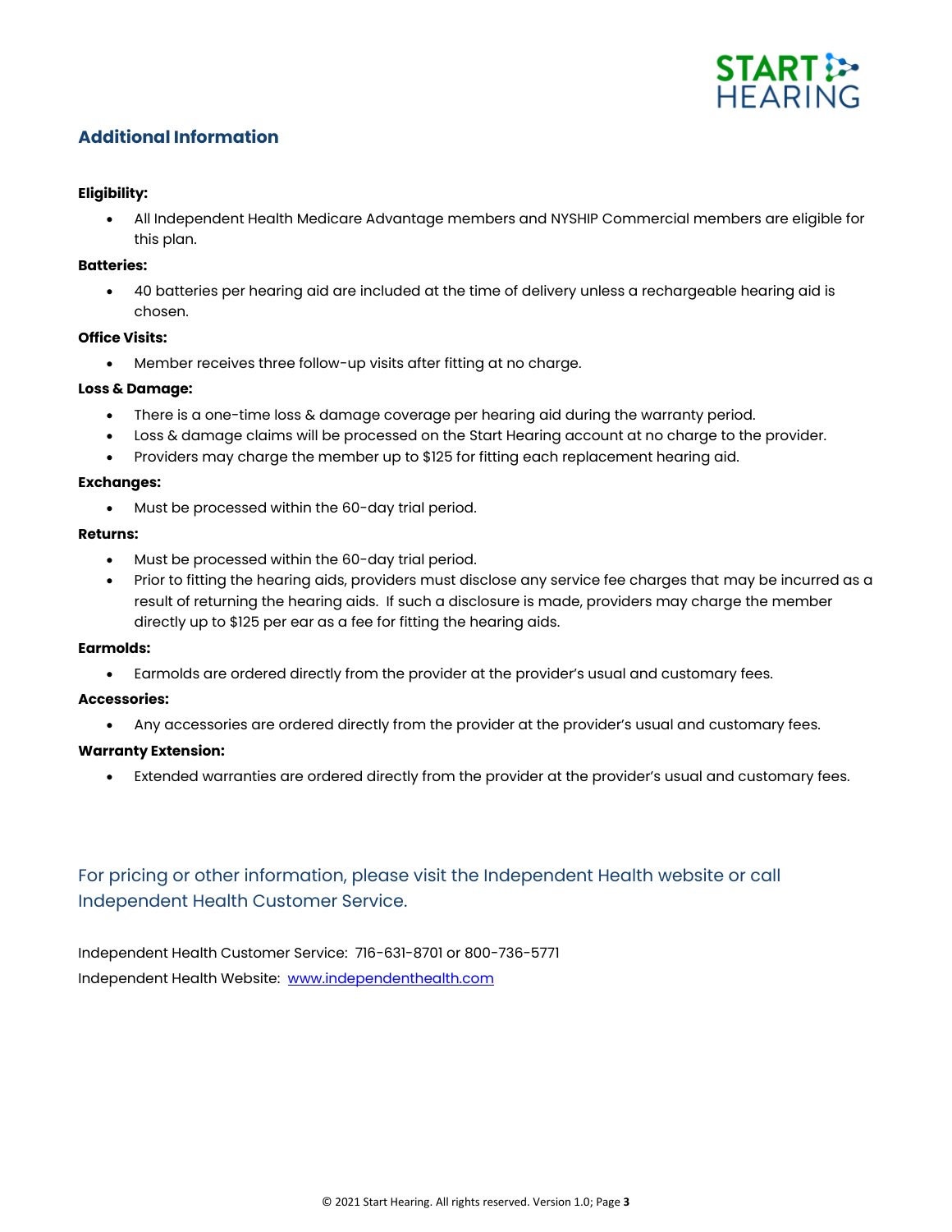## Additional Information

**Eligibility:**

- All Independent Health Medicare Advantage members and NYSHIP Commercial members are eligible for this plan.

**Batteries:**

- 40 batteries per hearing aid are included at the time of delivery unless a rechargeable hearing aid is chosen.

**Office Visits:**

- Member receives three follow-up visits after fitting at no charge.

**Loss & Damage:**

- There is a one-time loss & damage coverage per hearing aid during the warranty period.
- Loss & damage claims will be processed on the Start Hearing account at no charge to the provider.
- Providers may charge the member up to $125 for fitting each replacement hearing aid.

**Exchanges:**

- Must be processed within the 60-day trial period.

**Returns:**

- Must be processed within the 60-day trial period.
- Prior to fitting the hearing aids, providers must disclose any service fee charges that may be incurred as a result of returning the hearing aids. If such a disclosure is made, providers may charge the member directly up to $125 per ear as a fee for fitting the hearing aids.

**Earmolds:**

- Earmolds are ordered directly from the provider at the provider's usual and customary fees.

**Accessories:**

- Any accessories are ordered directly from the provider at the provider's usual and customary fees.

**Warranty Extension:**

- Extended warranties are ordered directly from the provider at the provider's usual and customary fees.

For pricing or other information, please visit the Independent Health website or call Independent Health Customer Service.

Independent Health Customer Service: 716-631-8701 or 800-736-5771

Independent Health Website: [www.independenthealth.com](http://www.independenthealth.com)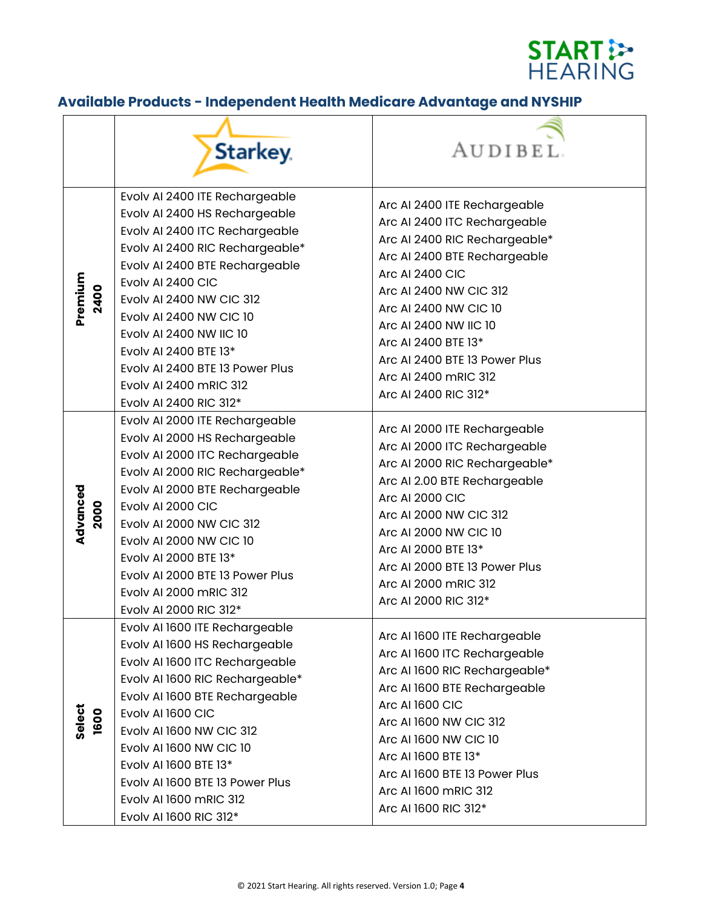## Available Products - Independent Health Medicare Advantage and NYSHIP

| | Starkey | Audibel |
|---|---|---|
| Premium 2400 | Evolv AI 2400 ITE Rechargeable<br>Evolv AI 2400 HS Rechargeable<br>Evolv AI 2400 ITC Rechargeable<br>Evolv AI 2400 RIC Rechargeable*<br>Evolv AI 2400 BTE Rechargeable<br>Evolv AI 2400 CIC<br>Evolv AI 2400 NW CIC 312<br>Evolv AI 2400 NW CIC 10<br>Evolv AI 2400 NW IIC 10<br>Evolv AI 2400 BTE 13*<br>Evolv AI 2400 BTE 13 Power Plus<br>Evolv AI 2400 mRIC 312<br>Evolv AI 2400 RIC 312* | Arc AI 2400 ITE Rechargeable<br>Arc AI 2400 ITC Rechargeable<br>Arc AI 2400 RIC Rechargeable*<br>Arc AI 2400 BTE Rechargeable<br>Arc AI 2400 CIC<br>Arc AI 2400 NW CIC 312<br>Arc AI 2400 NW CIC 10<br>Arc AI 2400 NW IIC 10<br>Arc AI 2400 BTE 13*<br>Arc AI 2400 BTE 13 Power Plus<br>Arc AI 2400 mRIC 312<br>Arc AI 2400 RIC 312* |
| Advanced 2000 | Evolv AI 2000 ITE Rechargeable<br>Evolv AI 2000 HS Rechargeable<br>Evolv AI 2000 ITC Rechargeable<br>Evolv AI 2000 RIC Rechargeable*<br>Evolv AI 2000 BTE Rechargeable<br>Evolv AI 2000 CIC<br>Evolv AI 2000 NW CIC 312<br>Evolv AI 2000 NW CIC 10<br>Evolv AI 2000 BTE 13*<br>Evolv AI 2000 BTE 13 Power Plus<br>Evolv AI 2000 mRIC 312<br>Evolv AI 2000 RIC 312* | Arc AI 2000 ITE Rechargeable<br>Arc AI 2000 ITC Rechargeable<br>Arc AI 2000 RIC Rechargeable*<br>Arc AI 2.00 BTE Rechargeable<br>Arc AI 2000 CIC<br>Arc AI 2000 NW CIC 312<br>Arc AI 2000 NW CIC 10<br>Arc AI 2000 BTE 13*<br>Arc AI 2000 BTE 13 Power Plus<br>Arc AI 2000 mRIC 312<br>Arc AI 2000 RIC 312* |
| Select 1600 | Evolv AI 1600 ITE Rechargeable<br>Evolv AI 1600 HS Rechargeable<br>Evolv AI 1600 ITC Rechargeable<br>Evolv AI 1600 RIC Rechargeable*<br>Evolv AI 1600 BTE Rechargeable<br>Evolv AI 1600 CIC<br>Evolv AI 1600 NW CIC 312<br>Evolv AI 1600 NW CIC 10<br>Evolv AI 1600 BTE 13*<br>Evolv AI 1600 BTE 13 Power Plus<br>Evolv AI 1600 mRIC 312<br>Evolv AI 1600 RIC 312* | Arc AI 1600 ITE Rechargeable<br>Arc AI 1600 ITC Rechargeable<br>Arc AI 1600 RIC Rechargeable*<br>Arc AI 1600 BTE Rechargeable<br>Arc AI 1600 CIC<br>Arc AI 1600 NW CIC 312<br>Arc AI 1600 NW CIC 10<br>Arc AI 1600 BTE 13*<br>Arc AI 1600 BTE 13 Power Plus<br>Arc AI 1600 mRIC 312<br>Arc AI 1600 RIC 312* |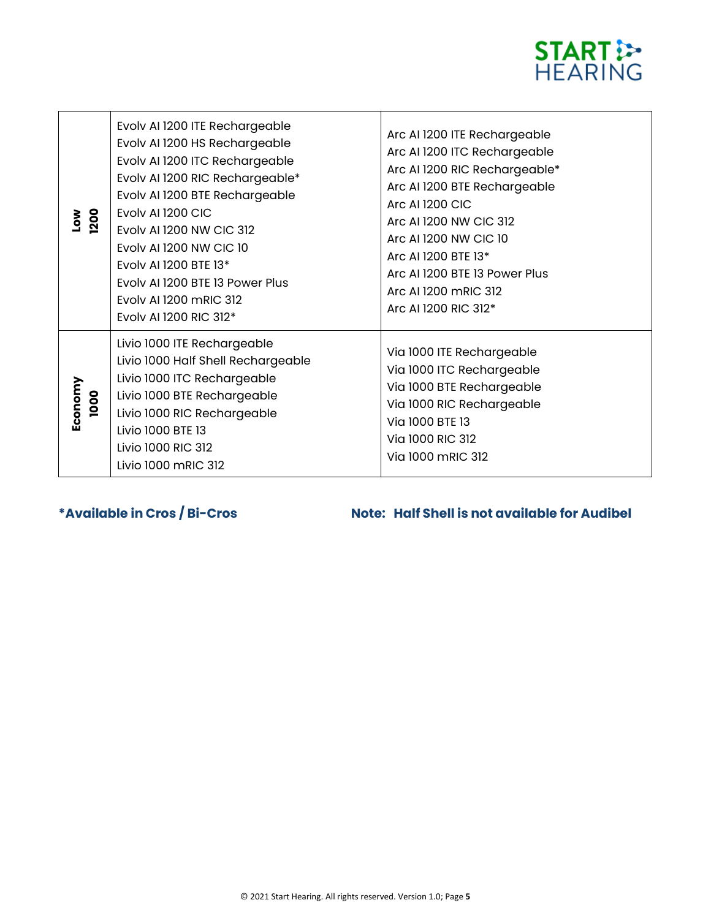| | | |
|---|---|---|
| **Low 1200** | Evolv AI 1200 ITE Rechargeable<br>Evolv AI 1200 HS Rechargeable<br>Evolv AI 1200 ITC Rechargeable<br>Evolv AI 1200 RIC Rechargeable*<br>Evolv AI 1200 BTE Rechargeable<br>Evolv AI 1200 CIC<br>Evolv AI 1200 NW CIC 312<br>Evolv AI 1200 NW CIC 10<br>Evolv AI 1200 BTE 13*<br>Evolv AI 1200 BTE 13 Power Plus<br>Evolv AI 1200 mRIC 312<br>Evolv AI 1200 RIC 312* | Arc AI 1200 ITE Rechargeable<br>Arc AI 1200 ITC Rechargeable<br>Arc AI 1200 RIC Rechargeable*<br>Arc AI 1200 BTE Rechargeable<br>Arc AI 1200 CIC<br>Arc AI 1200 NW CIC 312<br>Arc AI 1200 NW CIC 10<br>Arc AI 1200 BTE 13*<br>Arc AI 1200 BTE 13 Power Plus<br>Arc AI 1200 mRIC 312<br>Arc AI 1200 RIC 312* |
| **Economy 1000** | Livio 1000 ITE Rechargeable<br>Livio 1000 Half Shell Rechargeable<br>Livio 1000 ITC Rechargeable<br>Livio 1000 BTE Rechargeable<br>Livio 1000 RIC Rechargeable<br>Livio 1000 BTE 13<br>Livio 1000 RIC 312<br>Livio 1000 mRIC 312 | Via 1000 ITE Rechargeable<br>Via 1000 ITC Rechargeable<br>Via 1000 BTE Rechargeable<br>Via 1000 RIC Rechargeable<br>Via 1000 BTE 13<br>Via 1000 RIC 312<br>Via 1000 mRIC 312 |

**\*Available in Cros / Bi-Cros**

**Note: Half Shell is not available for Audibel**

© 2021 Start Hearing. All rights reserved. Version 1.0